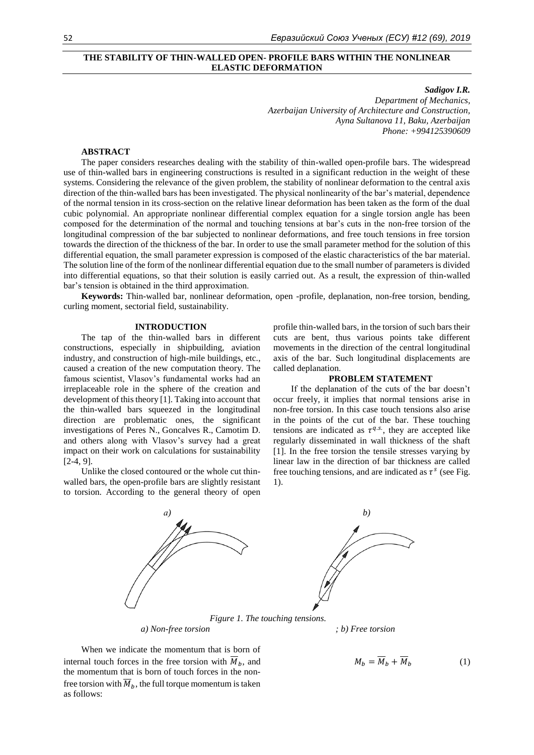# THE STABILITY OF THIN-WALLED OPEN- PROFILE BARS WITHIN THE NONLINEAR ELASTIC DEFORMATION

***Sadigov I.R.***

*Department of Mechanics,*
*Azerbaijan University of Architecture and Construction,*
*Ayna Sultanova 11, Baku, Azerbaijan*
*Phone: +994125390609*

## ABSTRACT

The paper considers researches dealing with the stability of thin-walled open-profile bars. The widespread use of thin-walled bars in engineering constructions is resulted in a significant reduction in the weight of these systems. Considering the relevance of the given problem, the stability of nonlinear deformation to the central axis direction of the thin-walled bars has been investigated. The physical nonlinearity of the bar's material, dependence of the normal tension in its cross-section on the relative linear deformation has been taken as the form of the dual cubic polynomial. An appropriate nonlinear differential complex equation for a single torsion angle has been composed for the determination of the normal and touching tensions at bar's cuts in the non-free torsion of the longitudinal compression of the bar subjected to nonlinear deformations, and free touch tensions in free torsion towards the direction of the thickness of the bar. In order to use the small parameter method for the solution of this differential equation, the small parameter expression is composed of the elastic characteristics of the bar material. The solution line of the form of the nonlinear differential equation due to the small number of parameters is divided into differential equations, so that their solution is easily carried out. As a result, the expression of thin-walled bar's tension is obtained in the third approximation.

**Keywords:** Thin-walled bar, nonlinear deformation, open -profile, deplanation, non-free torsion, bending, curling moment, sectorial field, sustainability.

## INTRODUCTION

The tap of the thin-walled bars in different constructions, especially in shipbuilding, aviation industry, and construction of high-mile buildings, etc., caused a creation of the new computation theory. The famous scientist, Vlasov's fundamental works had an irreplaceable role in the sphere of the creation and development of this theory [1]. Taking into account that the thin-walled bars squeezed in the longitudinal direction are problematic ones, the significant investigations of Peres N., Goncalves R., Camotim D. and others along with Vlasov's survey had a great impact on their work on calculations for sustainability [2-4, 9].

Unlike the closed contoured or the whole cut thin-walled bars, the open-profile bars are slightly resistant to torsion. According to the general theory of open profile thin-walled bars, in the torsion of such bars their cuts are bent, thus various points take different movements in the direction of the central longitudinal axis of the bar. Such longitudinal displacements are called deplanation.

## PROBLEM STATEMENT

If the deplanation of the cuts of the bar doesn't occur freely, it implies that normal tensions arise in non-free torsion. In this case touch tensions also arise in the points of the cut of the bar. These touching tensions are indicated as $\tau^{q.s.}$, they are accepted like regularly disseminated in wall thickness of the shaft [1]. In the free torsion the tensile stresses varying by linear law in the direction of bar thickness are called free touching tensions, and are indicated as $\tau^{s}$ (see Fig. 1).

*Figure 1. The touching tensions.*
*a) Non-free torsion ; b) Free torsion*

When we indicate the momentum that is born of internal touch forces in the free torsion with $\overline{M}_b$, and the momentum that is born of touch forces in the non-free torsion with $\overline{M}_b$, the full torque momentum is taken as follows:

$$M_b = \overline{M}_b + \overline{M}_b \qquad (1)$$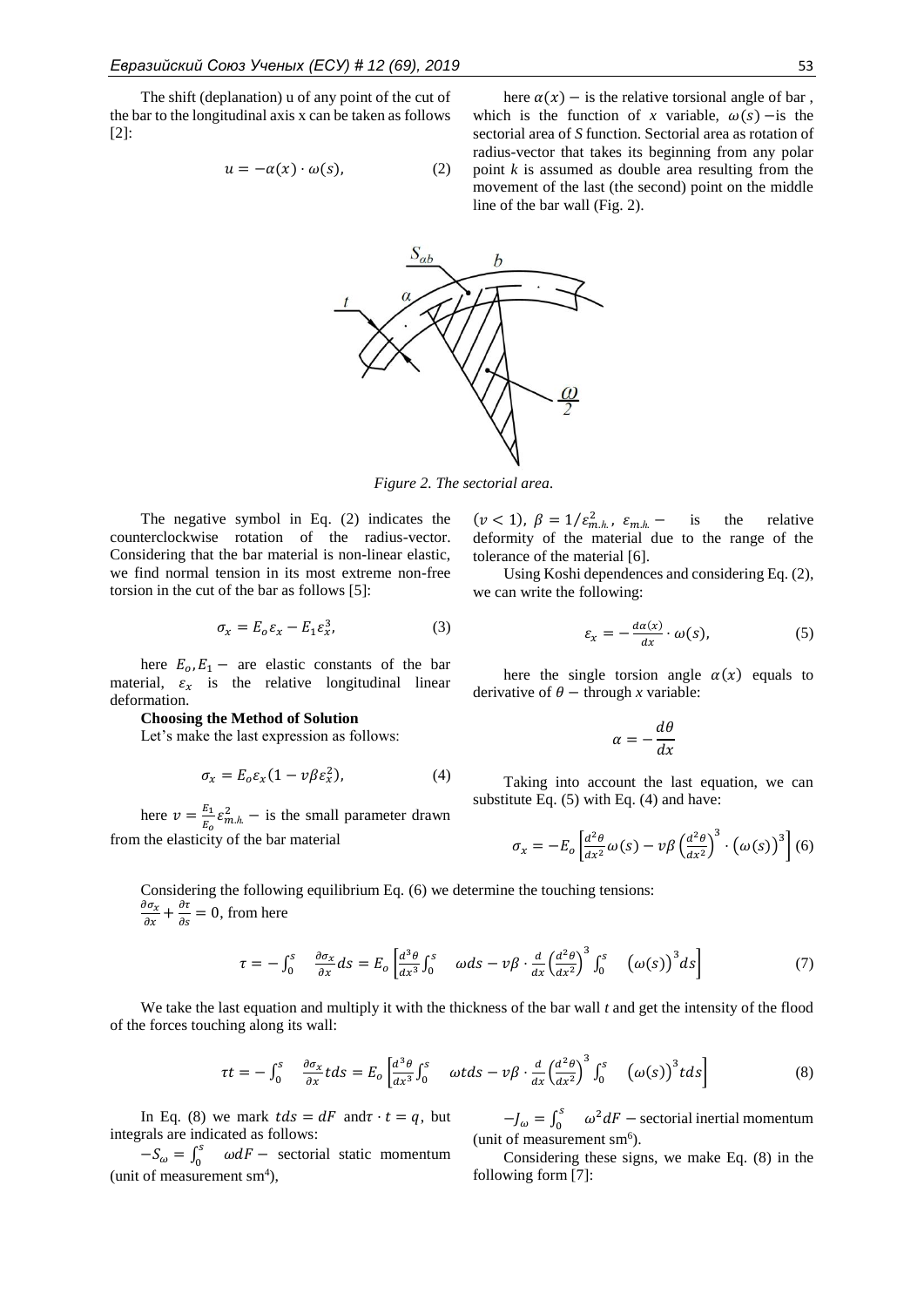The shift (deplanation) u of any point of the cut of the bar to the longitudinal axis x can be taken as follows [2]:

$$u = -\alpha(x) \cdot \omega(s), \qquad (2)$$

here $\alpha(x)$ – is the relative torsional angle of bar, which is the function of *x* variable, $\omega(s)$ – is the sectorial area of *S* function. Sectorial area as rotation of radius-vector that takes its beginning from any polar point *k* is assumed as double area resulting from the movement of the last (the second) point on the middle line of the bar wall (Fig. 2).

*Figure 2. The sectorial area.*

The negative symbol in Eq. (2) indicates the counterclockwise rotation of the radius-vector. Considering that the bar material is non-linear elastic, we find normal tension in its most extreme non-free torsion in the cut of the bar as follows [5]:

$$\sigma_x = E_o \varepsilon_x - E_1 \varepsilon_x^3, \qquad (3)$$

here $E_o, E_1$ – are elastic constants of the bar material, $\varepsilon_x$ is the relative longitudinal linear deformation.

**Choosing the Method of Solution**

Let's make the last expression as follows:

$$\sigma_x = E_o \varepsilon_x (1 - v\beta \varepsilon_x^2), \qquad (4)$$

here $v = \frac{E_1}{E_o}\varepsilon_{m.h.}^2$ – is the small parameter drawn from the elasticity of the bar material ($v < 1$), $\beta = 1/\varepsilon_{m.h.}^2$, $\varepsilon_{m.h.}$ – is the relative deformity of the material due to the range of the tolerance of the material [6].

Using Koshi dependences and considering Eq. (2), we can write the following:

$$\varepsilon_x = -\frac{d\alpha(x)}{dx} \cdot \omega(s), \qquad (5)$$

here the single torsion angle $\alpha(x)$ equals to derivative of $\theta$ – through *x* variable:

$$\alpha = -\frac{d\theta}{dx}$$

Taking into account the last equation, we can substitute Eq. (5) with Eq. (4) and have:

$$\sigma_x = -E_o\left[\frac{d^2\theta}{dx^2}\omega(s) - v\beta\left(\frac{d^2\theta}{dx^2}\right)^3 \cdot \left(\omega(s)\right)^3\right] \qquad (6)$$

Considering the following equilibrium Eq. (6) we determine the touching tensions:

$\frac{\partial \sigma_x}{\partial x} + \frac{\partial \tau}{\partial s} = 0$, from here

$$\tau = -\int_0^s \frac{\partial \sigma_x}{\partial x} ds = E_o\left[\frac{d^3\theta}{dx^3}\int_0^s \omega ds - v\beta \cdot \frac{d}{dx}\left(\frac{d^2\theta}{dx^2}\right)^3 \int_0^s \left(\omega(s)\right)^3 ds\right] \qquad (7)$$

We take the last equation and multiply it with the thickness of the bar wall *t* and get the intensity of the flood of the forces touching along its wall:

$$\tau t = -\int_0^s \frac{\partial \sigma_x}{\partial x} t ds = E_o\left[\frac{d^3\theta}{dx^3}\int_0^s \omega t ds - v\beta \cdot \frac{d}{dx}\left(\frac{d^2\theta}{dx^2}\right)^3 \int_0^s \left(\omega(s)\right)^3 t ds\right] \qquad (8)$$

In Eq. (8) we mark $tds = dF$ and $\tau \cdot t = q$, but integrals are indicated as follows:

$-S_\omega = \int_0^s \omega dF$ – sectorial static momentum (unit of measurement $sm^4$),

$-J_\omega = \int_0^s \omega^2 dF$ – sectorial inertial momentum (unit of measurement $sm^6$).

Considering these signs, we make Eq. (8) in the following form [7]: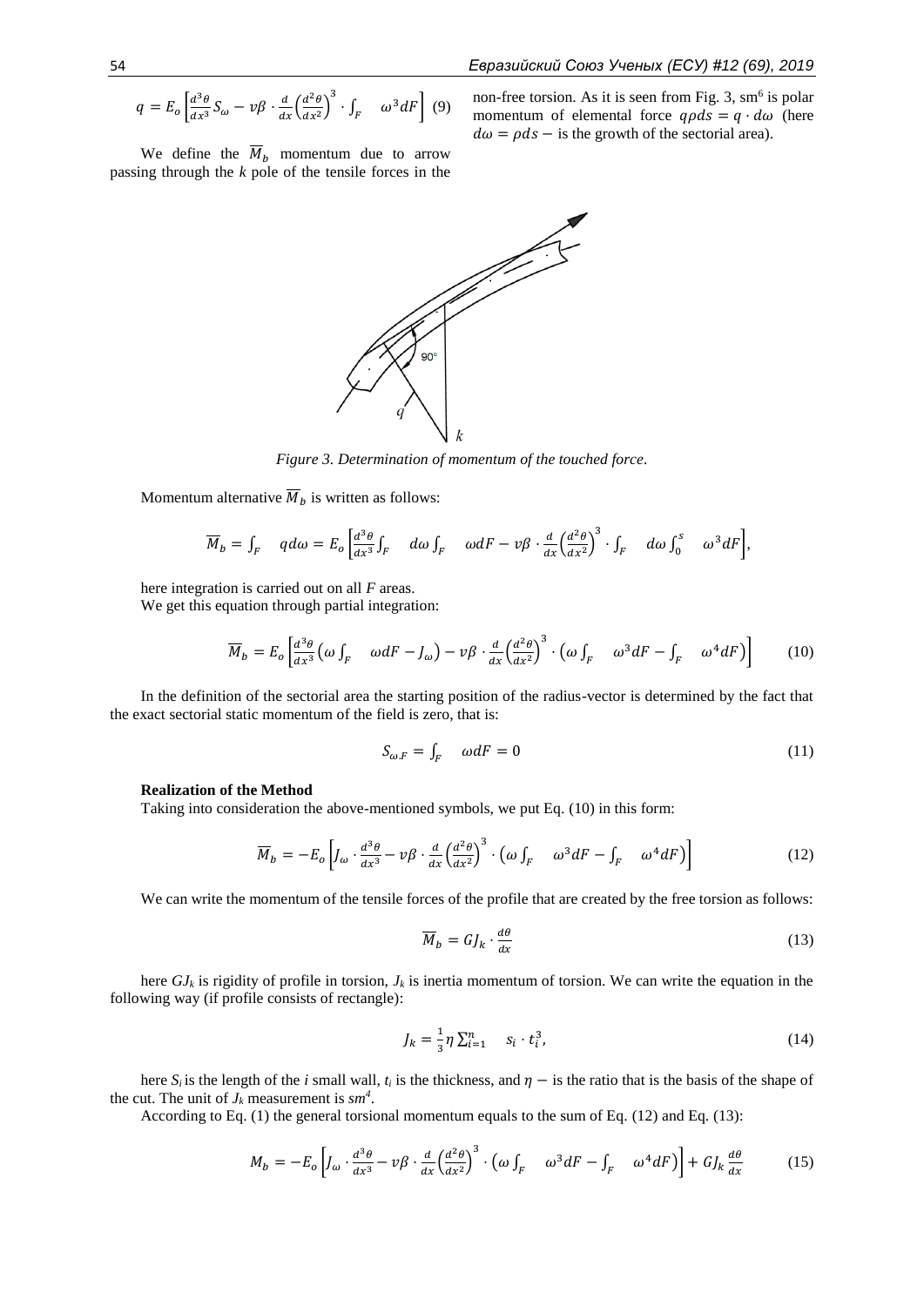$$q = E_o \left[ \frac{d^3\theta}{dx^3} S_\omega - v\beta \cdot \frac{d}{dx}\left(\frac{d^2\theta}{dx^2}\right)^3 \cdot \int_F \omega^3 dF \right] \quad (9)$$

We define the $\overline{M}_b$ momentum due to arrow passing through the $k$ pole of the tensile forces in the non-free torsion. As it is seen from Fig. 3, sm[6] is polar momentum of elemental force $q\rho ds = q \cdot d\omega$ (here $d\omega = \rho ds -$ is the growth of the sectorial area).

*Figure 3. Determination of momentum of the touched force.*

Momentum alternative $\overline{M}_b$ is written as follows:

$$\overline{M}_b = \int_F q d\omega = E_o \left[ \frac{d^3\theta}{dx^3} \int_F d\omega \int_F \omega dF - v\beta \cdot \frac{d}{dx}\left(\frac{d^2\theta}{dx^2}\right)^3 \cdot \int_F d\omega \int_0^s \omega^3 dF \right],$$

here integration is carried out on all $F$ areas.

We get this equation through partial integration:

$$\overline{M}_b = E_o \left[ \frac{d^3\theta}{dx^3} \left( \omega \int_F \omega dF - J_\omega \right) - v\beta \cdot \frac{d}{dx}\left(\frac{d^2\theta}{dx^2}\right)^3 \cdot \left( \omega \int_F \omega^3 dF - \int_F \omega^4 dF \right) \right] \quad (10)$$

In the definition of the sectorial area the starting position of the radius-vector is determined by the fact that the exact sectorial static momentum of the field is zero, that is:

$$S_{\omega.F} = \int_F \omega dF = 0 \quad (11)$$

**Realization of the Method**

Taking into consideration the above-mentioned symbols, we put Eq. (10) in this form:

$$\overline{M}_b = -E_o \left[ J_\omega \cdot \frac{d^3\theta}{dx^3} - v\beta \cdot \frac{d}{dx}\left(\frac{d^2\theta}{dx^2}\right)^3 \cdot \left( \omega \int_F \omega^3 dF - \int_F \omega^4 dF \right) \right] \quad (12)$$

We can write the momentum of the tensile forces of the profile that are created by the free torsion as follows:

$$\overline{M}_b = GJ_k \cdot \frac{d\theta}{dx} \quad (13)$$

here $GJ_k$ is rigidity of profile in torsion, $J_k$ is inertia momentum of torsion. We can write the equation in the following way (if profile consists of rectangle):

$$J_k = \frac{1}{3} \eta \sum_{i=1}^{n} s_i \cdot t_i^3, \quad (14)$$

here $S_i$ is the length of the $i$ small wall, $t_i$ is the thickness, and $\eta -$ is the ratio that is the basis of the shape of the cut. The unit of $J_k$ measurement is $sm^4$.

According to Eq. (1) the general torsional momentum equals to the sum of Eq. (12) and Eq. (13):

$$M_b = -E_o \left[ J_\omega \cdot \frac{d^3\theta}{dx^3} - v\beta \cdot \frac{d}{dx}\left(\frac{d^2\theta}{dx^2}\right)^3 \cdot \left( \omega \int_F \omega^3 dF - \int_F \omega^4 dF \right) \right] + GJ_k \frac{d\theta}{dx} \quad (15)$$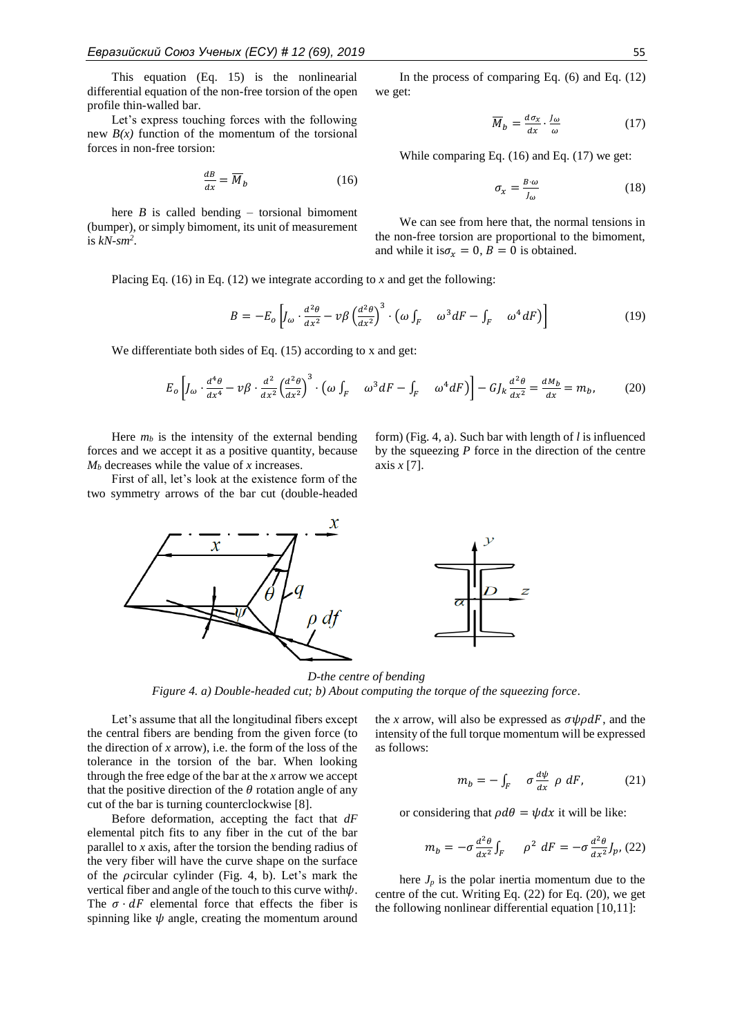This equation (Eq. 15) is the nonlinearial differential equation of the non-free torsion of the open profile thin-walled bar.

Let's express touching forces with the following new $B(x)$ function of the momentum of the torsional forces in non-free torsion:

$$\frac{dB}{dx} = \overline{M}_b \tag{16}$$

here $B$ is called bending – torsional bimoment (bumper), or simply bimoment, its unit of measurement is *kN-sm*$^2$.

In the process of comparing Eq. (6) and Eq. (12) we get:

$$\overline{M}_b = \frac{d\sigma_x}{dx} \cdot \frac{J_\omega}{\omega} \tag{17}$$

While comparing Eq. (16) and Eq. (17) we get:

$$\sigma_x = \frac{B \cdot \omega}{J_\omega} \tag{18}$$

We can see from here that, the normal tensions in the non-free torsion are proportional to the bimoment, and while it is $\sigma_x = 0$, $B = 0$ is obtained.

Placing Eq. (16) in Eq. (12) we integrate according to $x$ and get the following:

$$B = -E_o \left[ J_\omega \cdot \frac{d^2\theta}{dx^2} - v\beta \left(\frac{d^2\theta}{dx^2}\right)^3 \cdot \left(\omega \int_F \omega^3 dF - \int_F \omega^4 dF\right) \right] \tag{19}$$

We differentiate both sides of Eq. (15) according to x and get:

$$E_o \left[ J_\omega \cdot \frac{d^4\theta}{dx^4} - v\beta \cdot \frac{d^2}{dx^2}\left(\frac{d^2\theta}{dx^2}\right)^3 \cdot \left(\omega \int_F \omega^3 dF - \int_F \omega^4 dF\right) \right] - GJ_k \frac{d^2\theta}{dx^2} = \frac{dM_b}{dx} = m_b, \tag{20}$$

Here $m_b$ is the intensity of the external bending forces and we accept it as a positive quantity, because $M_b$ decreases while the value of $x$ increases.

First of all, let's look at the existence form of the two symmetry arrows of the bar cut (double-headed form) (Fig. 4, a). Such bar with length of $l$ is influenced by the squeezing $P$ force in the direction of the centre axis $x$ [7].

*D-the centre of bending*

*Figure 4. a) Double-headed cut; b) About computing the torque of the squeezing force.*

Let's assume that all the longitudinal fibers except the central fibers are bending from the given force (to the direction of $x$ arrow), i.e. the form of the loss of the tolerance in the torsion of the bar. When looking through the free edge of the bar at the $x$ arrow we accept that the positive direction of the $\theta$ rotation angle of any cut of the bar is turning counterclockwise [8].

Before deformation, accepting the fact that $dF$ elemental pitch fits to any fiber in the cut of the bar parallel to $x$ axis, after the torsion the bending radius of the very fiber will have the curve shape on the surface of the $\rho$circular cylinder (Fig. 4, b). Let's mark the vertical fiber and angle of the touch to this curve with$\psi$. The $\sigma \cdot dF$ elemental force that effects the fiber is spinning like $\psi$ angle, creating the momentum around the $x$ arrow, will also be expressed as $\sigma\psi\rho dF$, and the intensity of the full torque momentum will be expressed as follows:

$$m_b = -\int_F \sigma \frac{d\psi}{dx}\, \rho\, dF, \tag{21}$$

or considering that $\rho d\theta = \psi dx$ it will be like:

$$m_b = -\sigma \frac{d^2\theta}{dx^2} \int_F \rho^2\, dF = -\sigma \frac{d^2\theta}{dx^2} J_p, \tag{22}$$

here $J_p$ is the polar inertia momentum due to the centre of the cut. Writing Eq. (22) for Eq. (20), we get the following nonlinear differential equation [10,11]: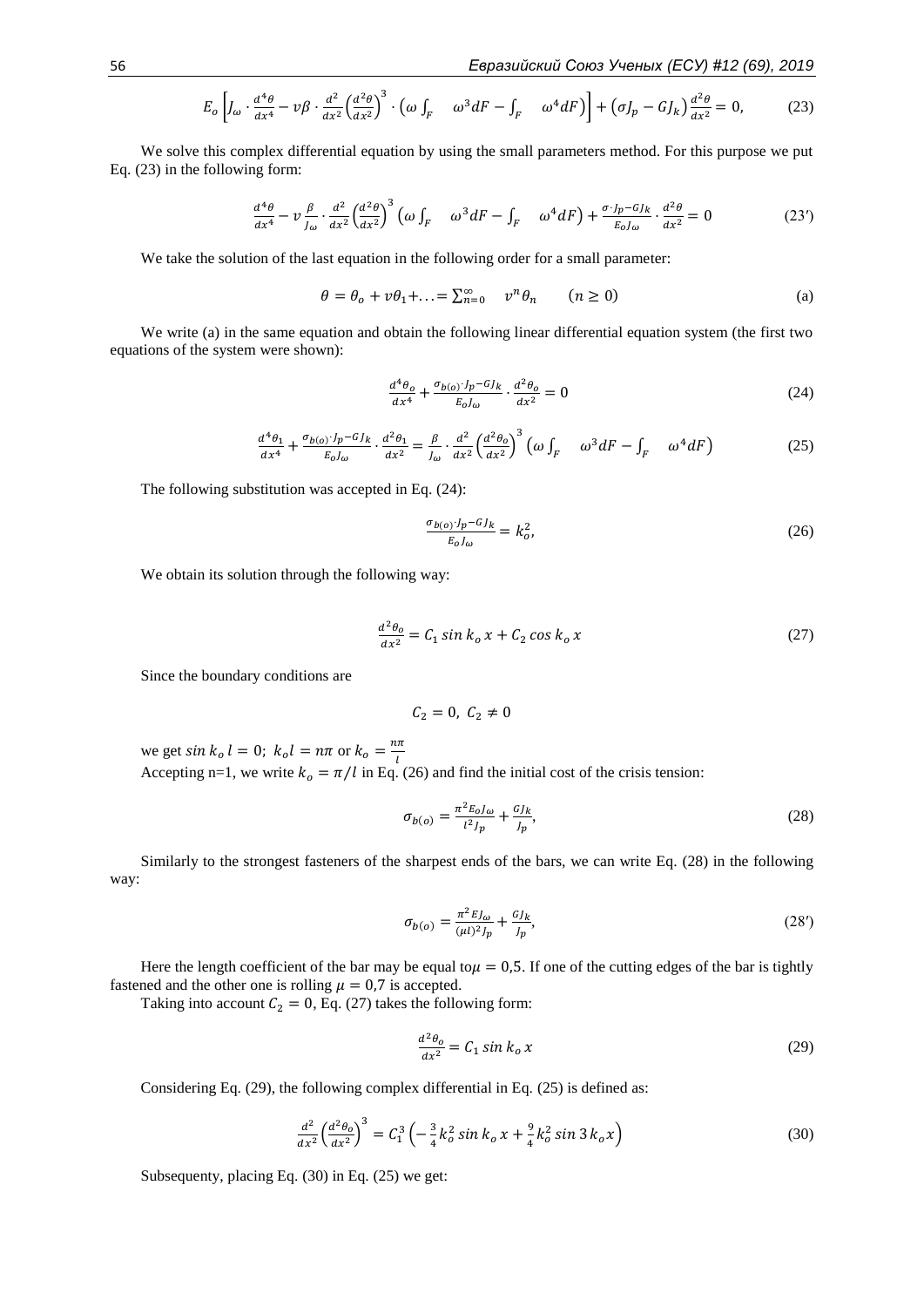$$E_o\left[J_\omega \cdot \frac{d^4\theta}{dx^4} - \nu\beta \cdot \frac{d^2}{dx^2}\left(\frac{d^2\theta}{dx^2}\right)^3 \cdot \left(\omega \int_F \omega^3 dF - \int_F \omega^4 dF\right)\right] + \left(\sigma J_p - GJ_k\right)\frac{d^2\theta}{dx^2} = 0, \tag{23}$$

We solve this complex differential equation by using the small parameters method. For this purpose we put Eq. (23) in the following form:

$$\frac{d^4\theta}{dx^4} - \nu\frac{\beta}{J_\omega} \cdot \frac{d^2}{dx^2}\left(\frac{d^2\theta}{dx^2}\right)^3 \left(\omega \int_F \omega^3 dF - \int_F \omega^4 dF\right) + \frac{\sigma \cdot J_p - GJ_k}{E_o J_\omega} \cdot \frac{d^2\theta}{dx^2} = 0 \tag{23'}$$

We take the solution of the last equation in the following order for a small parameter:

$$\theta = \theta_o + \nu\theta_1 + \ldots = \sum_{n=0}^{\infty} \nu^n \theta_n \qquad (n \geq 0) \tag{a}$$

We write (a) in the same equation and obtain the following linear differential equation system (the first two equations of the system were shown):

$$\frac{d^4\theta_o}{dx^4} + \frac{\sigma_{b(o)} \cdot J_p - GJ_k}{E_o J_\omega} \cdot \frac{d^2\theta_o}{dx^2} = 0 \tag{24}$$

$$\frac{d^4\theta_1}{dx^4} + \frac{\sigma_{b(o)} \cdot J_p - GJ_k}{E_o J_\omega} \cdot \frac{d^2\theta_1}{dx^2} = \frac{\beta}{J_\omega} \cdot \frac{d^2}{dx^2}\left(\frac{d^2\theta_o}{dx^2}\right)^3 \left(\omega \int_F \omega^3 dF - \int_F \omega^4 dF\right) \tag{25}$$

The following substitution was accepted in Eq. (24):

$$\frac{\sigma_{b(o)} \cdot J_p - GJ_k}{E_o J_\omega} = k_o^2, \tag{26}$$

We obtain its solution through the following way:

$$\frac{d^2\theta_o}{dx^2} = C_1 \sin k_o x + C_2 \cos k_o x \tag{27}$$

Since the boundary conditions are

$$C_2 = 0, \; C_2 \neq 0$$

we get $\sin k_o l = 0;\; k_o l = n\pi$ or $k_o = \frac{n\pi}{l}$

Accepting n=1, we write $k_o = \pi/l$ in Eq. (26) and find the initial cost of the crisis tension:

$$\sigma_{b(o)} = \frac{\pi^2 E_o J_\omega}{l^2 J_p} + \frac{GJ_k}{J_p}, \tag{28}$$

Similarly to the strongest fasteners of the sharpest ends of the bars, we can write Eq. (28) in the following way:

$$\sigma_{b(o)} = \frac{\pi^2 E J_\omega}{(\mu l)^2 J_p} + \frac{GJ_k}{J_p}, \tag{28'}$$

Here the length coefficient of the bar may be equal to$\mu = 0{,}5$. If one of the cutting edges of the bar is tightly fastened and the other one is rolling $\mu = 0{,}7$ is accepted.

Taking into account $C_2 = 0$, Eq. (27) takes the following form:

$$\frac{d^2\theta_o}{dx^2} = C_1 \sin k_o x \tag{29}$$

Considering Eq. (29), the following complex differential in Eq. (25) is defined as:

$$\frac{d^2}{dx^2}\left(\frac{d^2\theta_o}{dx^2}\right)^3 = C_1^3\left(-\frac{3}{4}k_o^2 \sin k_o x + \frac{9}{4}k_o^2 \sin 3k_o x\right) \tag{30}$$

Subsequenty, placing Eq. (30) in Eq. (25) we get: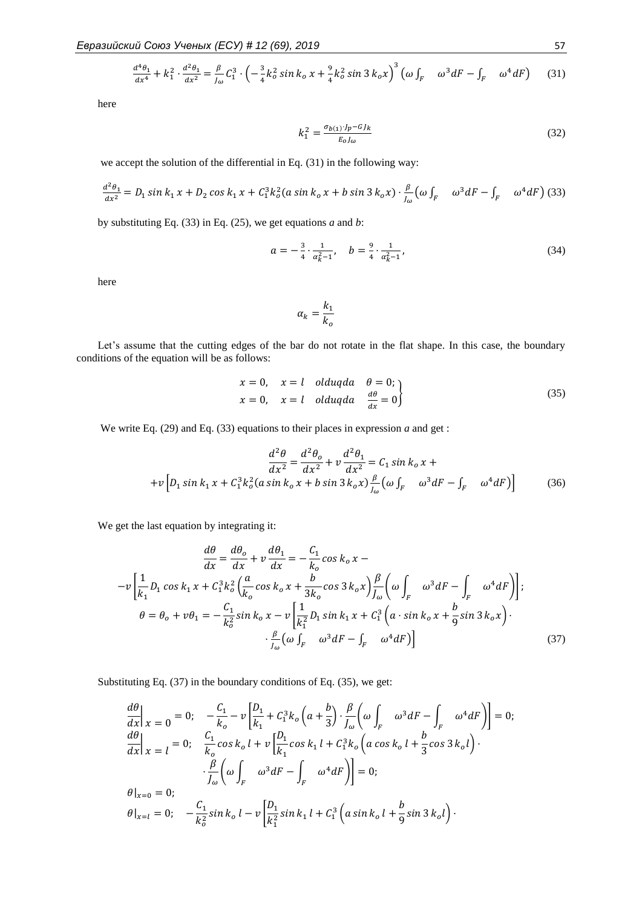$$\frac{d^4\theta_1}{dx^4} + k_1^2 \cdot \frac{d^2\theta_1}{dx^2} = \frac{\beta}{J_\omega} C_1^3 \cdot \left(-\frac{3}{4}k_o^2 \sin k_o\, x + \frac{9}{4}k_o^2 \sin 3\, k_o x\right)^3 \left(\omega \int_F \omega^3 dF - \int_F \omega^4 dF\right) \qquad (31)$$

here

$$k_1^2 = \frac{\sigma_{b(1)} \cdot Jp - GJ_k}{E_o J_\omega} \qquad (32)$$

we accept the solution of the differential in Eq. (31) in the following way:

$$\frac{d^2\theta_1}{dx^2} = D_1 \sin k_1\, x + D_2 \cos k_1\, x + C_1^3 k_o^2 (a \sin k_o\, x + b \sin 3\, k_o x) \cdot \frac{\beta}{J_\omega}\left(\omega \int_F \omega^3 dF - \int_F \omega^4 dF\right) \quad (33)$$

by substituting Eq. (33) in Eq. (25), we get equations *a* and *b*:

$$a = -\frac{3}{4} \cdot \frac{1}{\alpha_k^2 - 1}, \quad b = \frac{9}{4} \cdot \frac{1}{\alpha_k^2 - 1}, \qquad (34)$$

here

$$\alpha_k = \frac{k_1}{k_o}$$

Let's assume that the cutting edges of the bar do not rotate in the flat shape. In this case, the boundary conditions of the equation will be as follows:

$$\left.\begin{aligned} &x = 0, \quad x = l \quad olduqda \quad \theta = 0; \\ &x = 0, \quad x = l \quad olduqda \quad \frac{d\theta}{dx} = 0 \end{aligned}\right\} \qquad (35)$$

We write Eq. (29) and Eq. (33) equations to their places in expression *a* and get :

$$\frac{d^2\theta}{dx^2} = \frac{d^2\theta_o}{dx^2} + v\frac{d^2\theta_1}{dx^2} = C_1 \sin k_o\, x +$$
$$+v\left[D_1 \sin k_1\, x + C_1^3 k_o^2 (a \sin k_o\, x + b \sin 3\, k_o x)\frac{\beta}{J_\omega}\left(\omega \int_F \omega^3 dF - \int_F \omega^4 dF\right)\right] \qquad (36)$$

We get the last equation by integrating it:

$$\frac{d\theta}{dx} = \frac{d\theta_o}{dx} + v\frac{d\theta_1}{dx} = -\frac{C_1}{k_o}\cos k_o\, x -$$
$$-v\left[\frac{1}{k_1}D_1 \cos k_1\, x + C_1^3 k_o^2\left(\frac{a}{k_o}\cos k_o\, x + \frac{b}{3k_o}\cos 3\, k_o x\right)\frac{\beta}{J_\omega}\left(\omega \int_F \omega^3 dF - \int_F \omega^4 dF\right)\right];$$
$$\theta = \theta_o + v\theta_1 = -\frac{C_1}{k_o^2}\sin k_o\, x - v\left[\frac{1}{k_1^2}D_1 \sin k_1\, x + C_1^3\left(a \cdot \sin k_o\, x + \frac{b}{9}\sin 3\, k_o x\right)\cdot\right.$$
$$\left.\cdot\frac{\beta}{J_\omega}\left(\omega \int_F \omega^3 dF - \int_F \omega^4 dF\right)\right] \qquad (37)$$

Substituting Eq. (37) in the boundary conditions of Eq. (35), we get:

$$\left.\frac{d\theta}{dx}\right|_{x=0} = 0; \quad -\frac{C_1}{k_o} - v\left[\frac{D_1}{k_1} + C_1^3 k_o\left(a + \frac{b}{3}\right)\cdot\frac{\beta}{J_\omega}\left(\omega \int_F \omega^3 dF - \int_F \omega^4 dF\right)\right] = 0;$$
$$\left.\frac{d\theta}{dx}\right|_{x=l} = 0; \quad \frac{C_1}{k_o}\cos k_o\, l + v\left[\frac{D_1}{k_1}\cos k_1\, l + C_1^3 k_o\left(a \cos k_o\, l + \frac{b}{3}\cos 3\, k_o l\right)\cdot\right.$$
$$\left.\cdot\frac{\beta}{J_\omega}\left(\omega \int_F \omega^3 dF - \int_F \omega^4 dF\right)\right] = 0;$$
$$\theta|_{x=0} = 0;$$
$$\theta|_{x=l} = 0; \quad -\frac{C_1}{k_o^2}\sin k_o\, l - v\left[\frac{D_1}{k_1^2}\sin k_1\, l + C_1^3\left(a \sin k_o\, l + \frac{b}{9}\sin 3\, k_o l\right)\cdot\right.$$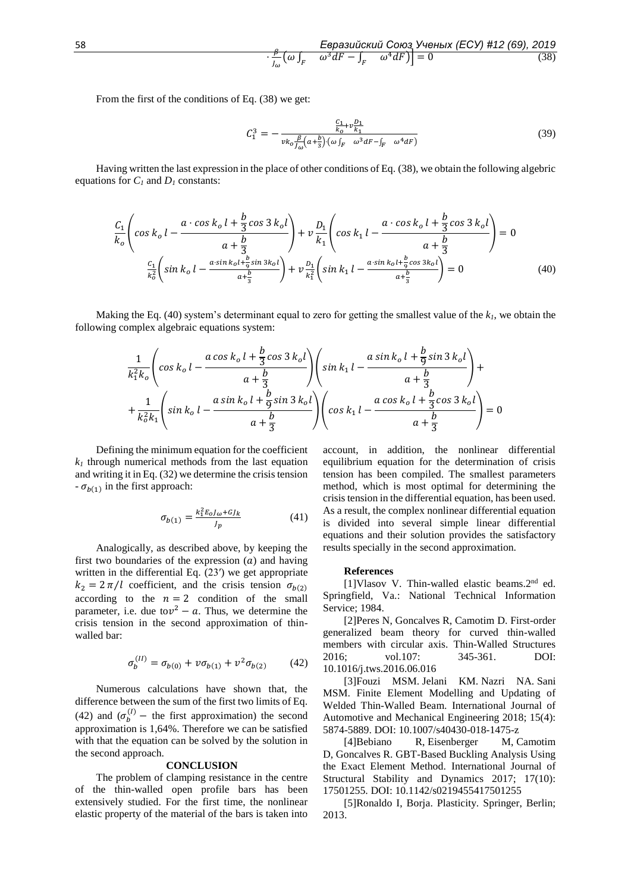$$\cdot \frac{\beta}{J_\omega}\left(\omega \int_F \omega^3 dF - \int_F \omega^4 dF\right)\Big] = 0 \qquad (38)$$

From the first of the conditions of Eq. (38) we get:

$$C_1^3 = -\frac{\frac{C_1}{k_o} + v\frac{D_1}{k_1}}{vk_o\frac{\beta}{J_\omega}\left(a+\frac{b}{3}\right)\cdot\left(\omega\int_F \omega^3 dF - \int_F \omega^4 dF\right)} \qquad (39)$$

Having written the last expression in the place of other conditions of Eq. (38), we obtain the following algebric equations for $C_1$ and $D_1$ constants:

$$\frac{C_1}{k_o}\left(\cos k_o\, l - \frac{a\cdot\cos k_o\, l + \frac{b}{3}\cos 3\, k_o l}{a+\frac{b}{3}}\right) + v\frac{D_1}{k_1}\left(\cos k_1\, l - \frac{a\cdot\cos k_o\, l + \frac{b}{3}\cos 3\, k_o l}{a+\frac{b}{3}}\right) = 0$$

$$\frac{C_1}{k_o^2}\left(\sin k_o\, l - \frac{a\cdot\sin k_o l + \frac{b}{9}\sin 3k_o l}{a+\frac{b}{3}}\right) + v\frac{D_1}{k_1^2}\left(\sin k_1\, l - \frac{a\cdot\sin k_o l + \frac{b}{9}\cos 3k_o l}{a+\frac{b}{3}}\right) = 0 \qquad (40)$$

Making the Eq. (40) system's determinant equal to zero for getting the smallest value of the $k_1$, we obtain the following complex algebraic equations system:

$$\frac{1}{k_1^2 k_o}\left(\cos k_o\, l - \frac{a\cos k_o\, l + \frac{b}{3}\cos 3\, k_o l}{a+\frac{b}{3}}\right)\left(\sin k_1\, l - \frac{a\sin k_o\, l + \frac{b}{9}\sin 3\, k_o l}{a+\frac{b}{3}}\right) +$$

$$+\frac{1}{k_o^2 k_1}\left(\sin k_o\, l - \frac{a\sin k_o\, l + \frac{b}{9}\sin 3\, k_o l}{a+\frac{b}{3}}\right)\left(\cos k_1\, l - \frac{a\cos k_o\, l + \frac{b}{3}\cos 3\, k_o l}{a+\frac{b}{3}}\right) = 0$$

Defining the minimum equation for the coefficient $k_1$ through numerical methods from the last equation and writing it in Eq. (32) we determine the crisis tension - $\sigma_{b(1)}$ in the first approach:

$$\sigma_{b(1)} = \frac{k_1^2 E_0 J_\omega + GJ_k}{J_p} \qquad (41)$$

Analogically, as described above, by keeping the first two boundaries of the expression $(a)$ and having written in the differential Eq. (23′) we get appropriate $k_2 = 2\pi/l$ coefficient, and the crisis tension $\sigma_{b(2)}$ according to the $n = 2$ condition of the small parameter, i.e. due to$v^2 - a$. Thus, we determine the crisis tension in the second approximation of thin-walled bar:

$$\sigma_b^{(II)} = \sigma_{b(0)} + v\sigma_{b(1)} + v^2\sigma_{b(2)} \qquad (42)$$

Numerous calculations have shown that, the difference between the sum of the first two limits of Eq. (42) and ($\sigma_b^{(I)}$ – the first approximation) the second approximation is 1,64%. Therefore we can be satisfied with that the equation can be solved by the solution in the second approach.

## CONCLUSION

The problem of clamping resistance in the centre of the thin-walled open profile bars has been extensively studied. For the first time, the nonlinear elastic property of the material of the bars is taken into account, in addition, the nonlinear differential equilibrium equation for the determination of crisis tension has been compiled. The smallest parameters method, which is most optimal for determining the crisis tension in the differential equation, has been used. As a result, the complex nonlinear differential equation is divided into several simple linear differential equations and their solution provides the satisfactory results specially in the second approximation.

### References

[1]Vlasov V. Thin-walled elastic beams.2nd ed. Springfield, Va.: National Technical Information Service; 1984.

[2]Peres N, Goncalves R, Camotim D. First-order generalized beam theory for curved thin-walled members with circular axis. Thin-Walled Structures 2016; vol.107: 345-361. DOI: 10.1016/j.tws.2016.06.016

[3]Fouzi MSM. Jelani KM. Nazri NA. Sani MSM. Finite Element Modelling and Updating of Welded Thin-Walled Beam. International Journal of Automotive and Mechanical Engineering 2018; 15(4): 5874-5889. DOI: 10.1007/s40430-018-1475-z

[4]Bebiano R, Eisenberger M, Camotim D, Goncalves R. GBT-Based Buckling Analysis Using the Exact Element Method. International Journal of Structural Stability and Dynamics 2017; 17(10): 17501255. DOI: 10.1142/s0219455417501255

[5]Ronaldo I, Borja. Plasticity. Springer, Berlin; 2013.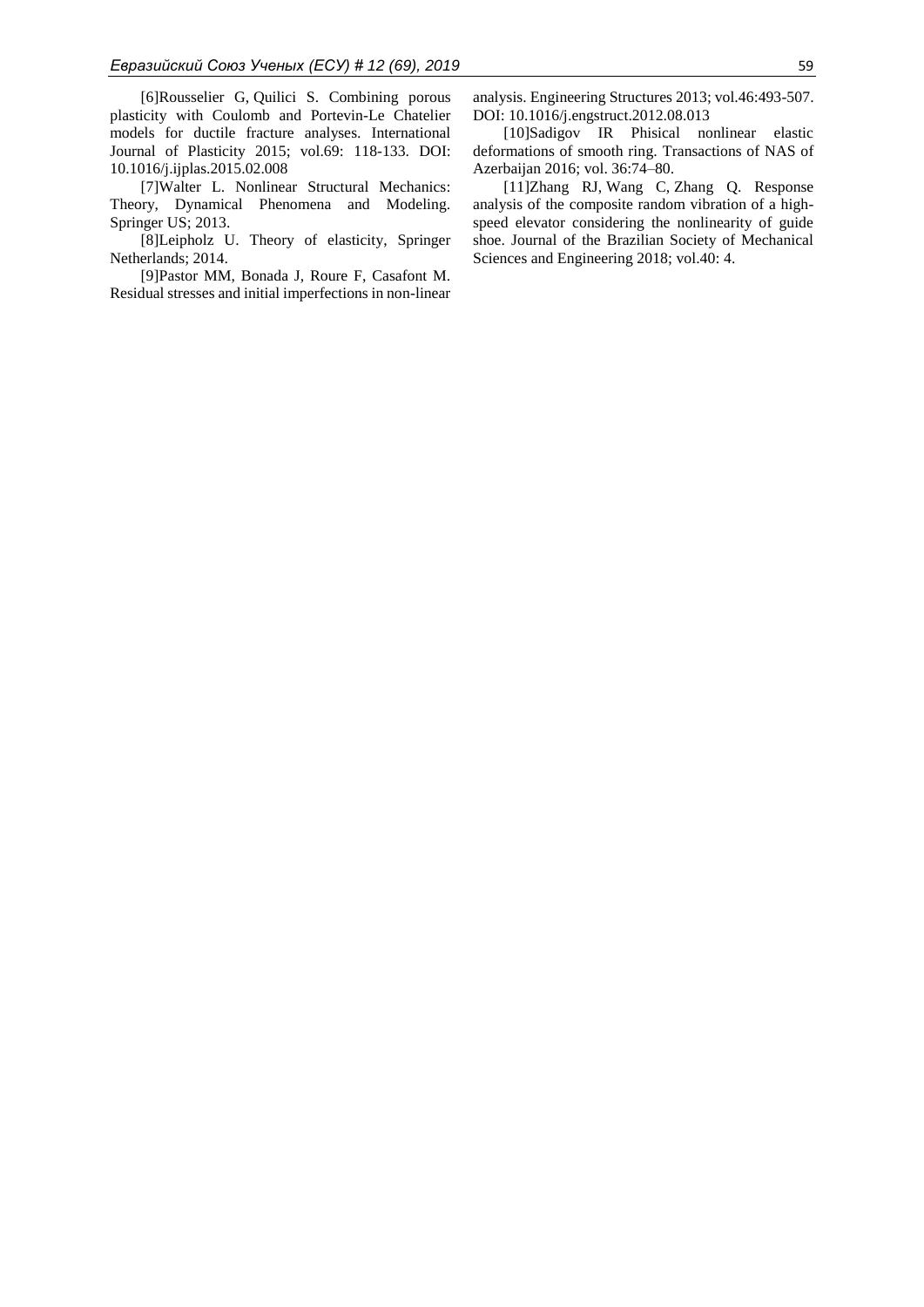[6]Rousselier G, Quilici S. Combining porous plasticity with Coulomb and Portevin-Le Chatelier models for ductile fracture analyses. International Journal of Plasticity 2015; vol.69: 118-133. DOI: 10.1016/j.ijplas.2015.02.008

[7]Walter L. Nonlinear Structural Mechanics: Theory, Dynamical Phenomena and Modeling. Springer US; 2013.

[8]Leipholz U. Theory of elasticity, Springer Netherlands; 2014.

[9]Pastor MM, Bonada J, Roure F, Casafont M. Residual stresses and initial imperfections in non-linear analysis. Engineering Structures 2013; vol.46:493-507. DOI: 10.1016/j.engstruct.2012.08.013

[10]Sadigov IR Phisical nonlinear elastic deformations of smooth ring. Transactions of NAS of Azerbaijan 2016; vol. 36:74–80.

[11]Zhang RJ, Wang C, Zhang Q. Response analysis of the composite random vibration of a high-speed elevator considering the nonlinearity of guide shoe. Journal of the Brazilian Society of Mechanical Sciences and Engineering 2018; vol.40: 4.